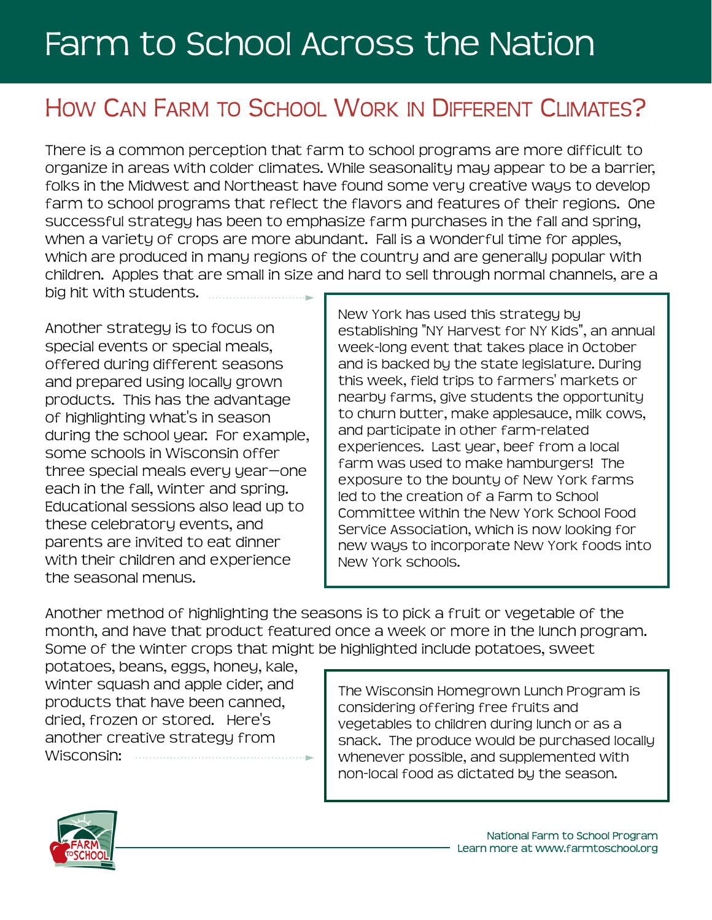# Farm to School Across the Nation

## How Can Farm to School Work in Different Climates?

There is a common perception that farm to school programs are more difficult to organize in areas with colder climates. While seasonality may appear to be a barrier, folks in the Midwest and Northeast have found some very creative ways to develop farm to school programs that reflect the flavors and features of their regions. One successful strategy has been to emphasize farm purchases in the fall and spring, when a variety of crops are more abundant. Fall is a wonderful time for apples, which are produced in many regions of the country and are generally popular with children. Apples that are small in size and hard to sell through normal channels, are a big hit with students.

> New York has used this strategy by establishing "NY Harvest for NY Kids", an annual week-long event that takes place in October and is backed by the state legislature. During this week, field trips to farmers' markets or nearby farms, give students the opportunity to churn butter, make applesauce, milk cows, and participate in other farm-related experiences. Last year, beef from a local farm was used to make hamburgers! The exposure to the bounty of New York farms led to the creation of a Farm to School Committee within the New York School Food Service Association, which is now looking for new ways to incorporate New York foods into New York schools.

Another strategy is to focus on special events or special meals, offered during different seasons and prepared using locally grown products. This has the advantage of highlighting what's in season during the school year. For example, some schools in Wisconsin offer three special meals every year—one each in the fall, winter and spring. Educational sessions also lead up to these celebratory events, and parents are invited to eat dinner with their children and experience the seasonal menus.

Another method of highlighting the seasons is to pick a fruit or vegetable of the month, and have that product featured once a week or more in the lunch program. Some of the winter crops that might be highlighted include potatoes, sweet potatoes, beans, eggs, honey, kale, winter squash and apple cider, and products that have been canned, dried, frozen or stored. Here's another creative strategy from Wisconsin:

> The Wisconsin Homegrown Lunch Program is considering offering free fruits and vegetables to children during lunch or as a snack. The produce would be purchased locally whenever possible, and supplemented with non-local food as dictated by the season.

National Farm to School Program
Learn more at www.farmtoschool.org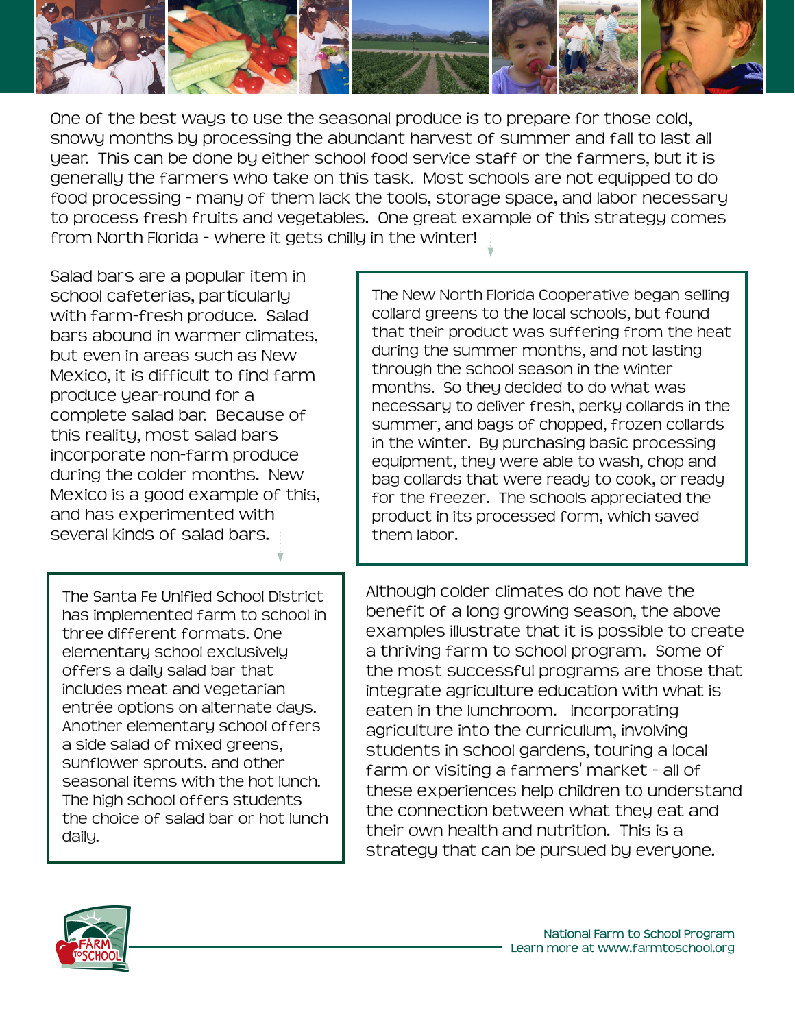One of the best ways to use the seasonal produce is to prepare for those cold, snowy months by processing the abundant harvest of summer and fall to last all year. This can be done by either school food service staff or the farmers, but it is generally the farmers who take on this task. Most schools are not equipped to do food processing - many of them lack the tools, storage space, and labor necessary to process fresh fruits and vegetables. One great example of this strategy comes from North Florida - where it gets chilly in the winter!

The New North Florida Cooperative began selling collard greens to the local schools, but found that their product was suffering from the heat during the summer months, and not lasting through the school season in the winter months. So they decided to do what was necessary to deliver fresh, perky collards in the summer, and bags of chopped, frozen collards in the winter. By purchasing basic processing equipment, they were able to wash, chop and bag collards that were ready to cook, or ready for the freezer. The schools appreciated the product in its processed form, which saved them labor.

Salad bars are a popular item in school cafeterias, particularly with farm-fresh produce. Salad bars abound in warmer climates, but even in areas such as New Mexico, it is difficult to find farm produce year-round for a complete salad bar. Because of this reality, most salad bars incorporate non-farm produce during the colder months. New Mexico is a good example of this, and has experimented with several kinds of salad bars.

The Santa Fe Unified School District has implemented farm to school in three different formats. One elementary school exclusively offers a daily salad bar that includes meat and vegetarian entrée options on alternate days. Another elementary school offers a side salad of mixed greens, sunflower sprouts, and other seasonal items with the hot lunch. The high school offers students the choice of salad bar or hot lunch daily.

Although colder climates do not have the benefit of a long growing season, the above examples illustrate that it is possible to create a thriving farm to school program. Some of the most successful programs are those that integrate agriculture education with what is eaten in the lunchroom. Incorporating agriculture into the curriculum, involving students in school gardens, touring a local farm or visiting a farmers' market - all of these experiences help children to understand the connection between what they eat and their own health and nutrition. This is a strategy that can be pursued by everyone.

National Farm to School Program
Learn more at www.farmtoschool.org